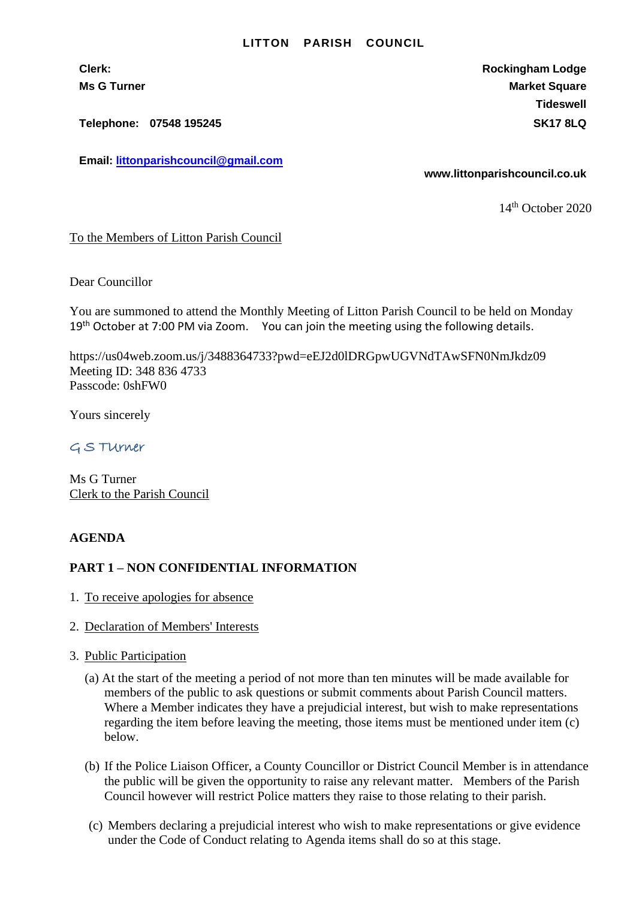**LITTON PARISH COUNCIL**

**Clerk:**
**Ms G Turner**

**Telephone: 07548 195245**

**Email: littonparishcouncil@gmail.com**

**Rockingham Lodge**
**Market Square**
**Tideswell**
**SK17 8LQ**

**www.littonparishcouncil.co.uk**

14th October 2020

To the Members of Litton Parish Council

Dear Councillor

You are summoned to attend the Monthly Meeting of Litton Parish Council to be held on Monday 19th October at 7:00 PM via Zoom. You can join the meeting using the following details.

https://us04web.zoom.us/j/3488364733?pwd=eEJ2d0lDRGpwUGVNdTAwSFN0NmJkdz09
Meeting ID: 348 836 4733
Passcode: 0shFW0

Yours sincerely

G S Turner

Ms G Turner
Clerk to the Parish Council

**AGENDA**

**PART 1 – NON CONFIDENTIAL INFORMATION**

1. To receive apologies for absence

2. Declaration of Members' Interests

3. Public Participation

   (a) At the start of the meeting a period of not more than ten minutes will be made available for members of the public to ask questions or submit comments about Parish Council matters. Where a Member indicates they have a prejudicial interest, but wish to make representations regarding the item before leaving the meeting, those items must be mentioned under item (c) below.

   (b) If the Police Liaison Officer, a County Councillor or District Council Member is in attendance the public will be given the opportunity to raise any relevant matter. Members of the Parish Council however will restrict Police matters they raise to those relating to their parish.

   (c) Members declaring a prejudicial interest who wish to make representations or give evidence under the Code of Conduct relating to Agenda items shall do so at this stage.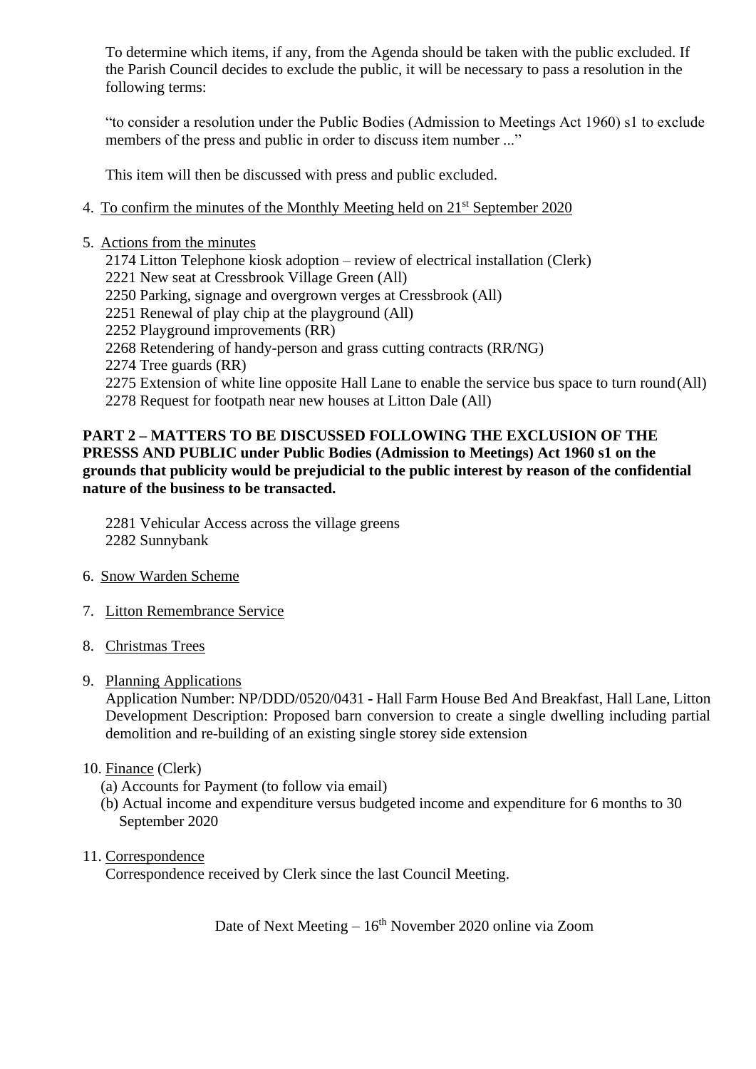To determine which items, if any, from the Agenda should be taken with the public excluded. If the Parish Council decides to exclude the public, it will be necessary to pass a resolution in the following terms:

"to consider a resolution under the Public Bodies (Admission to Meetings Act 1960) s1 to exclude members of the press and public in order to discuss item number ..."

This item will then be discussed with press and public excluded.

4. To confirm the minutes of the Monthly Meeting held on 21st September 2020

5. Actions from the minutes
   2174 Litton Telephone kiosk adoption – review of electrical installation (Clerk)
   2221 New seat at Cressbrook Village Green (All)
   2250 Parking, signage and overgrown verges at Cressbrook (All)
   2251 Renewal of play chip at the playground (All)
   2252 Playground improvements (RR)
   2268 Retendering of handy-person and grass cutting contracts (RR/NG)
   2274 Tree guards (RR)
   2275 Extension of white line opposite Hall Lane to enable the service bus space to turn round (All)
   2278 Request for footpath near new houses at Litton Dale (All)

**PART 2 – MATTERS TO BE DISCUSSED FOLLOWING THE EXCLUSION OF THE PRESSS AND PUBLIC under Public Bodies (Admission to Meetings) Act 1960 s1 on the grounds that publicity would be prejudicial to the public interest by reason of the confidential nature of the business to be transacted.**

   2281 Vehicular Access across the village greens
   2282 Sunnybank

6. Snow Warden Scheme

7. Litton Remembrance Service

8. Christmas Trees

9. Planning Applications
   Application Number: NP/DDD/0520/0431 - Hall Farm House Bed And Breakfast, Hall Lane, Litton
   Development Description: Proposed barn conversion to create a single dwelling including partial demolition and re-building of an existing single storey side extension

10. Finance (Clerk)
   (a) Accounts for Payment (to follow via email)
   (b) Actual income and expenditure versus budgeted income and expenditure for 6 months to 30 September 2020

11. Correspondence
   Correspondence received by Clerk since the last Council Meeting.

Date of Next Meeting – 16th November 2020 online via Zoom